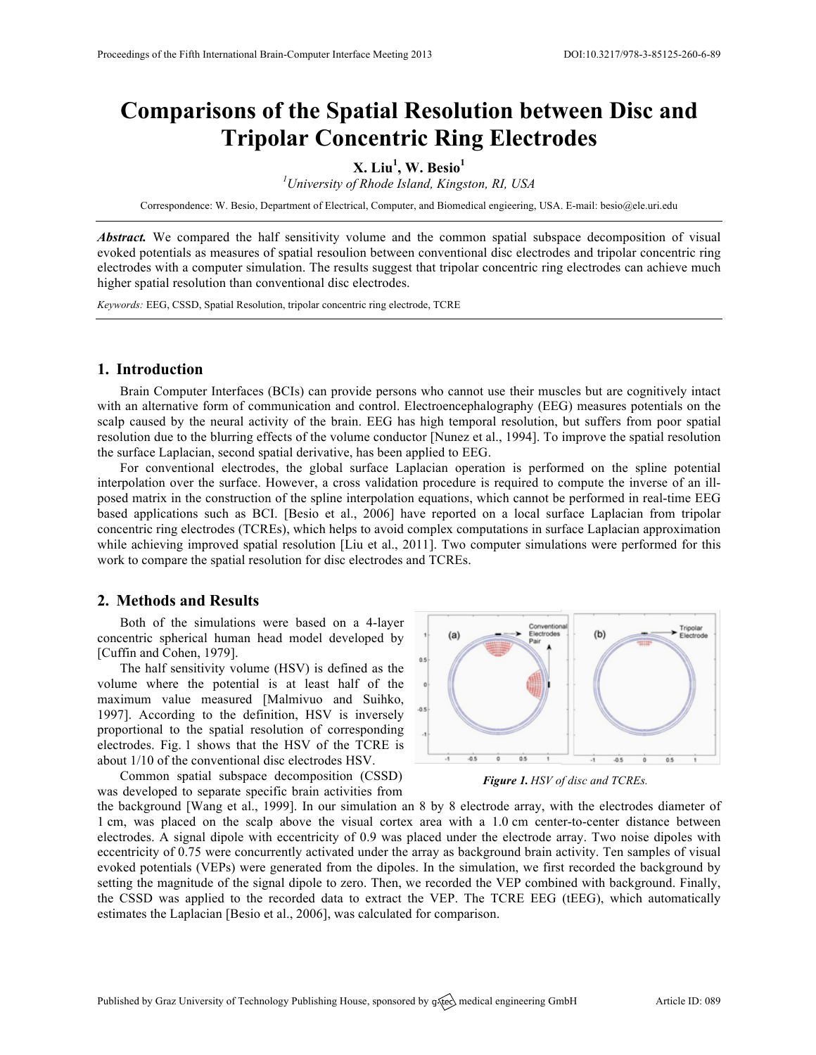# Comparisons of the Spatial Resolution between Disc and Tripolar Concentric Ring Electrodes

**X. Liu[1], W. Besio[1]**

[1] *University of Rhode Island, Kingston, RI, USA*

Correspondence: W. Besio, Department of Electrical, Computer, and Biomedical engieering, USA. E-mail: besio@ele.uri.edu

***Abstract.*** We compared the half sensitivity volume and the common spatial subspace decomposition of visual evoked potentials as measures of spatial resoulion between conventional disc electrodes and tripolar concentric ring electrodes with a computer simulation. The results suggest that tripolar concentric ring electrodes can achieve much higher spatial resolution than conventional disc electrodes.

*Keywords:* EEG, CSSD, Spatial Resolution, tripolar concentric ring electrode, TCRE

## 1. Introduction

Brain Computer Interfaces (BCIs) can provide persons who cannot use their muscles but are cognitively intact with an alternative form of communication and control. Electroencephalography (EEG) measures potentials on the scalp caused by the neural activity of the brain. EEG has high temporal resolution, but suffers from poor spatial resolution due to the blurring effects of the volume conductor [Nunez et al., 1994]. To improve the spatial resolution the surface Laplacian, second spatial derivative, has been applied to EEG.

For conventional electrodes, the global surface Laplacian operation is performed on the spline potential interpolation over the surface. However, a cross validation procedure is required to compute the inverse of an ill-posed matrix in the construction of the spline interpolation equations, which cannot be performed in real-time EEG based applications such as BCI. [Besio et al., 2006] have reported on a local surface Laplacian from tripolar concentric ring electrodes (TCREs), which helps to avoid complex computations in surface Laplacian approximation while achieving improved spatial resolution [Liu et al., 2011]. Two computer simulations were performed for this work to compare the spatial resolution for disc electrodes and TCREs.

## 2. Methods and Results

Both of the simulations were based on a 4-layer concentric spherical human head model developed by [Cuffin and Cohen, 1979].

The half sensitivity volume (HSV) is defined as the volume where the potential is at least half of the maximum value measured [Malmivuo and Suihko, 1997]. According to the definition, HSV is inversely proportional to the spatial resolution of corresponding electrodes. Fig. 1 shows that the HSV of the TCRE is about 1/10 of the conventional disc electrodes HSV.

***Figure 1.*** *HSV of disc and TCREs.*

Common spatial subspace decomposition (CSSD) was developed to separate specific brain activities from the background [Wang et al., 1999]. In our simulation an 8 by 8 electrode array, with the electrodes diameter of 1 cm, was placed on the scalp above the visual cortex area with a 1.0 cm center-to-center distance between electrodes. A signal dipole with eccentricity of 0.9 was placed under the electrode array. Two noise dipoles with eccentricity of 0.75 were concurrently activated under the array as background brain activity. Ten samples of visual evoked potentials (VEPs) were generated from the dipoles. In the simulation, we first recorded the background by setting the magnitude of the signal dipole to zero. Then, we recorded the VEP combined with background. Finally, the CSSD was applied to the recorded data to extract the VEP. The TCRE EEG (tEEG), which automatically estimates the Laplacian [Besio et al., 2006], was calculated for comparison.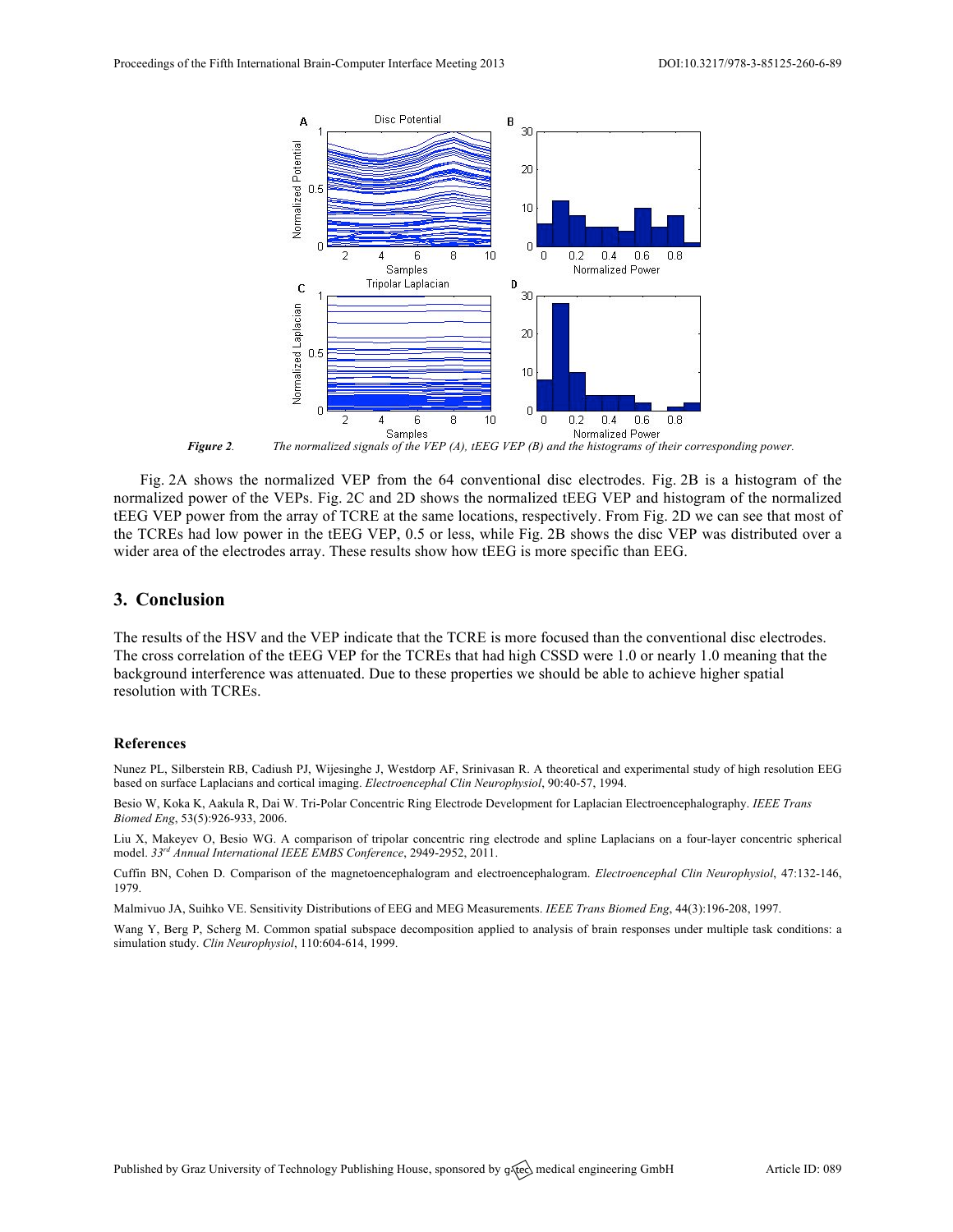A

Disc Potential

Normalized Potential

1

0.5

0

2 4 6 8 10

Samples

B

30

20

10

0

0 0.2 0.4 0.6 0.8

Normalized Power

C

Tripolar Laplacian

Normalized Laplacian

1

0.5

0

2 4 6 8 10

Samples

D

30

20

10

0

0 0.2 0.4 0.6 0.8

Normalized Power

***Figure 2.*** *The normalized signals of the VEP (A), tEEG VEP (B) and the histograms of their corresponding power.*

Fig. 2A shows the normalized VEP from the 64 conventional disc electrodes. Fig. 2B is a histogram of the normalized power of the VEPs. Fig. 2C and 2D shows the normalized tEEG VEP and histogram of the normalized tEEG VEP power from the array of TCRE at the same locations, respectively. From Fig. 2D we can see that most of the TCREs had low power in the tEEG VEP, 0.5 or less, while Fig. 2B shows the disc VEP was distributed over a wider area of the electrodes array. These results show how tEEG is more specific than EEG.

## 3. Conclusion

The results of the HSV and the VEP indicate that the TCRE is more focused than the conventional disc electrodes. The cross correlation of the tEEG VEP for the TCREs that had high CSSD were 1.0 or nearly 1.0 meaning that the background interference was attenuated. Due to these properties we should be able to achieve higher spatial resolution with TCREs.

### References

Nunez PL, Silberstein RB, Cadiush PJ, Wijesinghe J, Westdorp AF, Srinivasan R. A theoretical and experimental study of high resolution EEG based on surface Laplacians and cortical imaging. *Electroencephal Clin Neurophysiol*, 90:40-57, 1994.

Besio W, Koka K, Aakula R, Dai W. Tri-Polar Concentric Ring Electrode Development for Laplacian Electroencephalography. *IEEE Trans Biomed Eng*, 53(5):926-933, 2006.

Liu X, Makeyev O, Besio WG. A comparison of tripolar concentric ring electrode and spline Laplacians on a four-layer concentric spherical model. *33rd Annual International IEEE EMBS Conference*, 2949-2952, 2011.

Cuffin BN, Cohen D. Comparison of the magnetoencephalogram and electroencephalogram. *Electroencephal Clin Neurophysiol*, 47:132-146, 1979.

Malmivuo JA, Suihko VE. Sensitivity Distributions of EEG and MEG Measurements. *IEEE Trans Biomed Eng*, 44(3):196-208, 1997.

Wang Y, Berg P, Scherg M. Common spatial subspace decomposition applied to analysis of brain responses under multiple task conditions: a simulation study. *Clin Neurophysiol*, 110:604-614, 1999.